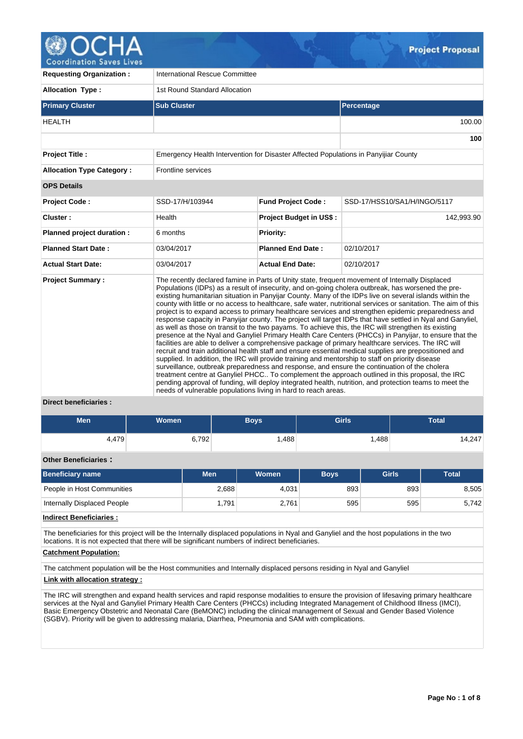# OCHA Coordination Saves Lives

**Project Proposal**

| | | | |
|---|---|---|---|
| **Requesting Organization :** | International Rescue Committee | | |
| **Allocation Type :** | 1st Round Standard Allocation | | |

| **Primary Cluster** | **Sub Cluster** | **Percentage** |
|---|---|---|
| HEALTH | | 100.00 |
| | | **100** |

| | |
|---|---|
| **Project Title :** | Emergency Health Intervention for Disaster Affected Populations in Panyijiar County |
| **Allocation Type Category :** | Frontline services |

**OPS Details**

| | | | |
|---|---|---|---|
| **Project Code :** | SSD-17/H/103944 | **Fund Project Code :** | SSD-17/HSS10/SA1/H/INGO/5117 |
| **Cluster :** | Health | **Project Budget in US$ :** | 142,993.90 |
| **Planned project duration :** | 6 months | **Priority:** | |
| **Planned Start Date :** | 03/04/2017 | **Planned End Date :** | 02/10/2017 |
| **Actual Start Date:** | 03/04/2017 | **Actual End Date:** | 02/10/2017 |

**Project Summary :**

The recently declared famine in Parts of Unity state, frequent movement of Internally Displaced Populations (IDPs) as a result of insecurity, and on-going cholera outbreak, has worsened the pre-existing humanitarian situation in Panyijar County. Many of the IDPs live on several islands within the county with little or no access to healthcare, safe water, nutritional services or sanitation. The aim of this project is to expand access to primary healthcare services and strengthen epidemic preparedness and response capacity in Panyijar county. The project will target IDPs that have settled in Nyal and Ganyliel, as well as those on transit to the two payams. To achieve this, the IRC will strengthen its existing presence at the Nyal and Ganyliel Primary Health Care Centers (PHCCs) in Panyijar, to ensure that the facilities are able to deliver a comprehensive package of primary healthcare services. The IRC will recruit and train additional health staff and ensure essential medical supplies are prepositioned and supplied. In addition, the IRC will provide training and mentorship to staff on priority disease surveillance, outbreak preparedness and response, and ensure the continuation of the cholera treatment centre at Ganyliel PHCC.. To complement the approach outlined in this proposal, the IRC pending approval of funding, will deploy integrated health, nutrition, and protection teams to meet the needs of vulnerable populations living in hard to reach areas.

**Direct beneficiaries :**

| Men | Women | Boys | Girls | Total |
|---|---|---|---|---|
| 4,479 | 6,792 | 1,488 | 1,488 | 14,247 |

**Other Beneficiaries :**

| Beneficiary name | Men | Women | Boys | Girls | Total |
|---|---|---|---|---|---|
| People in Host Communities | 2,688 | 4,031 | 893 | 893 | 8,505 |
| Internally Displaced People | 1,791 | 2,761 | 595 | 595 | 5,742 |

**Indirect Beneficiaries :**

The beneficiaries for this project will be the Internally displaced populations in Nyal and Ganyliel and the host populations in the two locations. It is not expected that there will be significant numbers of indirect beneficiaries.

**Catchment Population:**

The catchment population will be the Host communities and Internally displaced persons residing in Nyal and Ganyliel

**Link with allocation strategy :**

The IRC will strengthen and expand health services and rapid response modalities to ensure the provision of lifesaving primary healthcare services at the Nyal and Ganyliel Primary Health Care Centers (PHCCs) including Integrated Management of Childhood Illness (IMCI), Basic Emergency Obstetric and Neonatal Care (BeMONC) including the clinical management of Sexual and Gender Based Violence (SGBV). Priority will be given to addressing malaria, Diarrhea, Pneumonia and SAM with complications.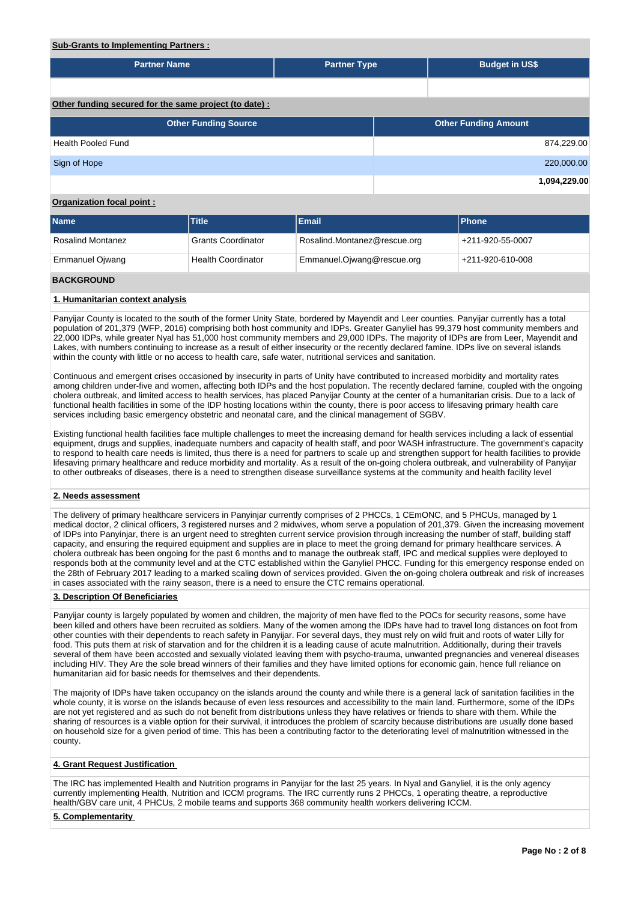**Sub-Grants to Implementing Partners :**

| Partner Name | Partner Type | Budget in US$ |
|---|---|---|
| | | |

**Other funding secured for the same project (to date) :**

| Other Funding Source | Other Funding Amount |
|---|---|
| Health Pooled Fund | 874,229.00 |
| Sign of Hope | 220,000.00 |
| | **1,094,229.00** |

**Organization focal point :**

| Name | Title | Email | Phone |
|---|---|---|---|
| Rosalind Montanez | Grants Coordinator | Rosalind.Montanez@rescue.org | +211-920-55-0007 |
| Emmanuel Ojwang | Health Coordinator | Emmanuel.Ojwang@rescue.org | +211-920-610-008 |

## BACKGROUND

### 1. Humanitarian context analysis

Panyijar County is located to the south of the former Unity State, bordered by Mayendit and Leer counties. Panyijar currently has a total population of 201,379 (WFP, 2016) comprising both host community and IDPs. Greater Ganyliel has 99,379 host community members and 22,000 IDPs, while greater Nyal has 51,000 host community members and 29,000 IDPs. The majority of IDPs are from Leer, Mayendit and Lakes, with numbers continuing to increase as a result of either insecurity or the recently declared famine. IDPs live on several islands within the county with little or no access to health care, safe water, nutritional services and sanitation.

Continuous and emergent crises occasioned by insecurity in parts of Unity have contributed to increased morbidity and mortality rates among children under-five and women, affecting both IDPs and the host population. The recently declared famine, coupled with the ongoing cholera outbreak, and limited access to health services, has placed Panyijar County at the center of a humanitarian crisis. Due to a lack of functional health facilities in some of the IDP hosting locations within the county, there is poor access to lifesaving primary health care services including basic emergency obstetric and neonatal care, and the clinical management of SGBV.

Existing functional health facilities face multiple challenges to meet the increasing demand for health services including a lack of essential equipment, drugs and supplies, inadequate numbers and capacity of health staff, and poor WASH infrastructure. The government's capacity to respond to health care needs is limited, thus there is a need for partners to scale up and strengthen support for health facilities to provide lifesaving primary healthcare and reduce morbidity and mortality. As a result of the on-going cholera outbreak, and vulnerability of Panyijar to other outbreaks of diseases, there is a need to strengthen disease surveillance systems at the community and health facility level

### 2. Needs assessment

The delivery of primary healthcare servicers in Panyinjar currently comprises of 2 PHCCs, 1 CEmONC, and 5 PHCUs, managed by 1 medical doctor, 2 clinical officers, 3 registered nurses and 2 midwives, whom serve a population of 201,379. Given the increasing movement of IDPs into Panyinjar, there is an urgent need to streghten current service provision through increasing the number of staff, building staff capacity, and ensuring the required equipment and supplies are in place to meet the groing demand for primary healthcare services. A cholera outbreak has been ongoing for the past 6 months and to manage the outbreak staff, IPC and medical supplies were deployed to responds both at the community level and at the CTC established within the Ganyliel PHCC. Funding for this emergency response ended on the 28th of February 2017 leading to a marked scaling down of services provided. Given the on-going cholera outbreak and risk of increases in cases associated with the rainy season, there is a need to ensure the CTC remains operational.

### 3. Description Of Beneficiaries

Panyijar county is largely populated by women and children, the majority of men have fled to the POCs for security reasons, some have been killed and others have been recruited as soldiers. Many of the women among the IDPs have had to travel long distances on foot from other counties with their dependents to reach safety in Panyijar. For several days, they must rely on wild fruit and roots of water Lilly for food. This puts them at risk of starvation and for the children it is a leading cause of acute malnutrition. Additionally, during their travels several of them have been accosted and sexually violated leaving them with psycho-trauma, unwanted pregnancies and venereal diseases including HIV. They Are the sole bread winners of their families and they have limited options for economic gain, hence full reliance on humanitarian aid for basic needs for themselves and their dependents.

The majority of IDPs have taken occupancy on the islands around the county and while there is a general lack of sanitation facilities in the whole county, it is worse on the islands because of even less resources and accessibility to the main land. Furthermore, some of the IDPs are not yet registered and as such do not benefit from distributions unless they have relatives or friends to share with them. While the sharing of resources is a viable option for their survival, it introduces the problem of scarcity because distributions are usually done based on household size for a given period of time. This has been a contributing factor to the deteriorating level of malnutrition witnessed in the county.

### 4. Grant Request Justification

The IRC has implemented Health and Nutrition programs in Panyijar for the last 25 years. In Nyal and Ganyliel, it is the only agency currently implementing Health, Nutrition and ICCM programs. The IRC currently runs 2 PHCCs, 1 operating theatre, a reproductive health/GBV care unit, 4 PHCUs, 2 mobile teams and supports 368 community health workers delivering ICCM.

### 5. Complementarity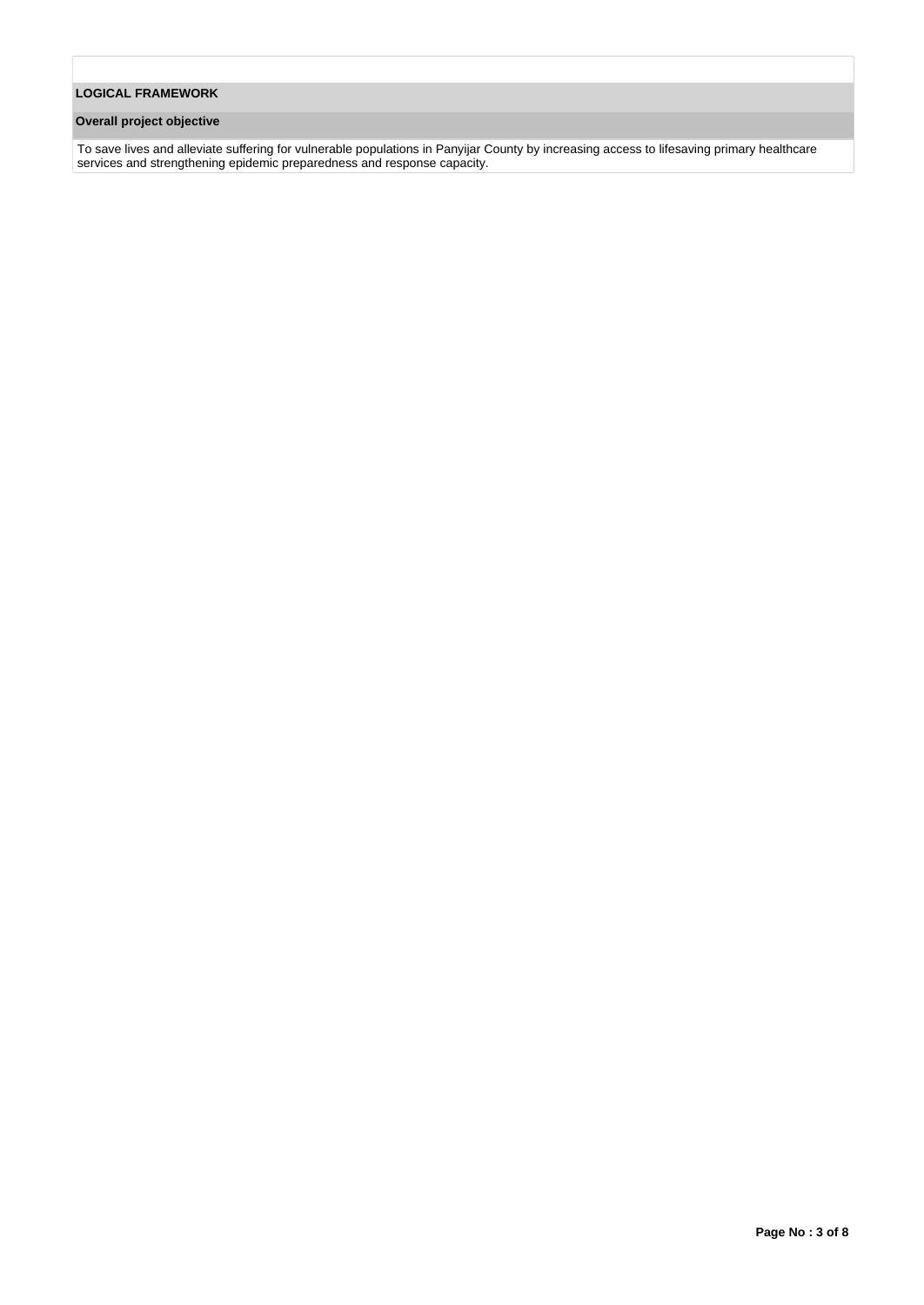## LOGICAL FRAMEWORK

### Overall project objective

To save lives and alleviate suffering for vulnerable populations in Panyijar County by increasing access to lifesaving primary healthcare services and strengthening epidemic preparedness and response capacity.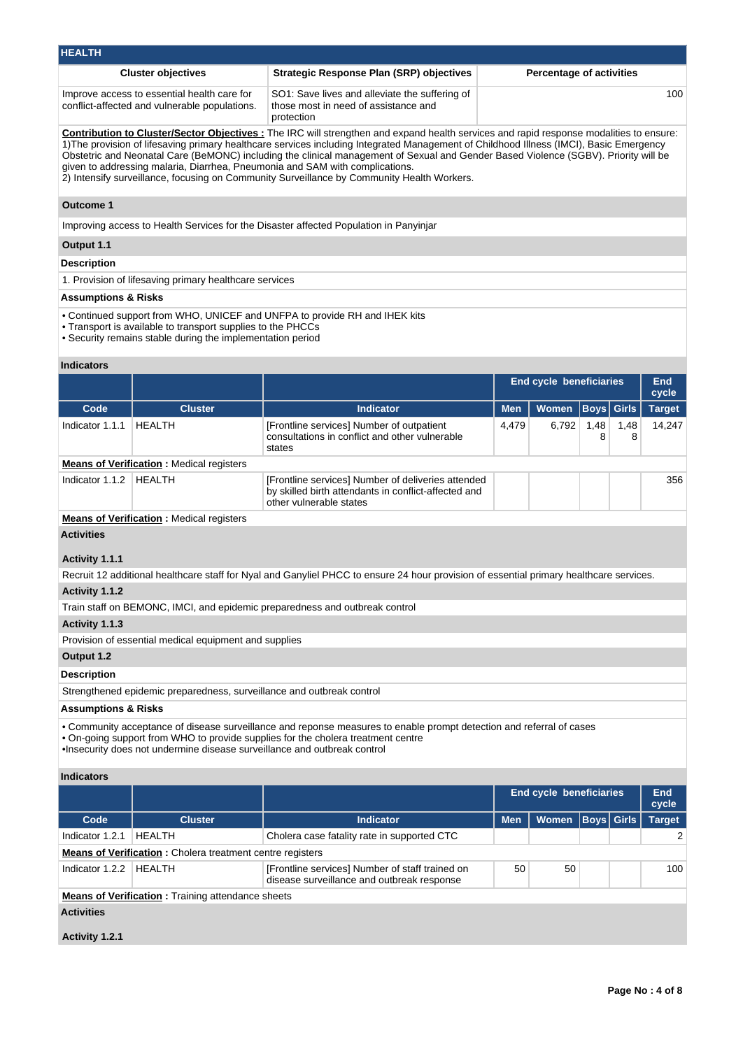## HEALTH

| Cluster objectives | Strategic Response Plan (SRP) objectives | Percentage of activities |
|---|---|---|
| Improve access to essential health care for conflict-affected and vulnerable populations. | SO1: Save lives and alleviate the suffering of those most in need of assistance and protection | 100 |

**Contribution to Cluster/Sector Objectives :** The IRC will strengthen and expand health services and rapid response modalities to ensure:
1)The provision of lifesaving primary healthcare services including Integrated Management of Childhood Illness (IMCI), Basic Emergency Obstetric and Neonatal Care (BeMONC) including the clinical management of Sexual and Gender Based Violence (SGBV). Priority will be given to addressing malaria, Diarrhea, Pneumonia and SAM with complications.
2) Intensify surveillance, focusing on Community Surveillance by Community Health Workers.

### Outcome 1

Improving access to Health Services for the Disaster affected Population in Panyinjar

### Output 1.1

**Description**

1. Provision of lifesaving primary healthcare services

**Assumptions & Risks**

• Continued support from WHO, UNICEF and UNFPA to provide RH and IHEK kits
• Transport is available to transport supplies to the PHCCs
• Security remains stable during the implementation period

**Indicators**

| | | | End cycle beneficiaries | | | | End cycle |
|---|---|---|---|---|---|---|---|
| Code | Cluster | Indicator | Men | Women | Boys | Girls | Target |
| Indicator 1.1.1 | HEALTH | [Frontline services] Number of outpatient consultations in conflict and other vulnerable states | 4,479 | 6,792 | 1,488 | 1,488 | 14,247 |
| **Means of Verification :** Medical registers | | | | | | | |
| Indicator 1.1.2 | HEALTH | [Frontline services] Number of deliveries attended by skilled birth attendants in conflict-affected and other vulnerable states | | | | | 356 |
| **Means of Verification :** Medical registers | | | | | | | |

**Activities**

**Activity 1.1.1**

Recruit 12 additional healthcare staff for Nyal and Ganyliel PHCC to ensure 24 hour provision of essential primary healthcare services.

**Activity 1.1.2**

Train staff on BEMONC, IMCI, and epidemic preparedness and outbreak control

**Activity 1.1.3**

Provision of essential medical equipment and supplies

### Output 1.2

**Description**

Strengthened epidemic preparedness, surveillance and outbreak control

**Assumptions & Risks**

• Community acceptance of disease surveillance and reponse measures to enable prompt detection and referral of cases
• On-going support from WHO to provide supplies for the cholera treatment centre
•Insecurity does not undermine disease surveillance and outbreak control

**Indicators**

| | | | End cycle beneficiaries | | | | End cycle |
|---|---|---|---|---|---|---|---|
| Code | Cluster | Indicator | Men | Women | Boys | Girls | Target |
| Indicator 1.2.1 | HEALTH | Cholera case fatality rate in supported CTC | | | | | 2 |
| **Means of Verification :** Cholera treatment centre registers | | | | | | | |
| Indicator 1.2.2 | HEALTH | [Frontline services] Number of staff trained on disease surveillance and outbreak response | 50 | 50 | | | 100 |
| **Means of Verification :** Training attendance sheets | | | | | | | |

**Activities**

**Activity 1.2.1**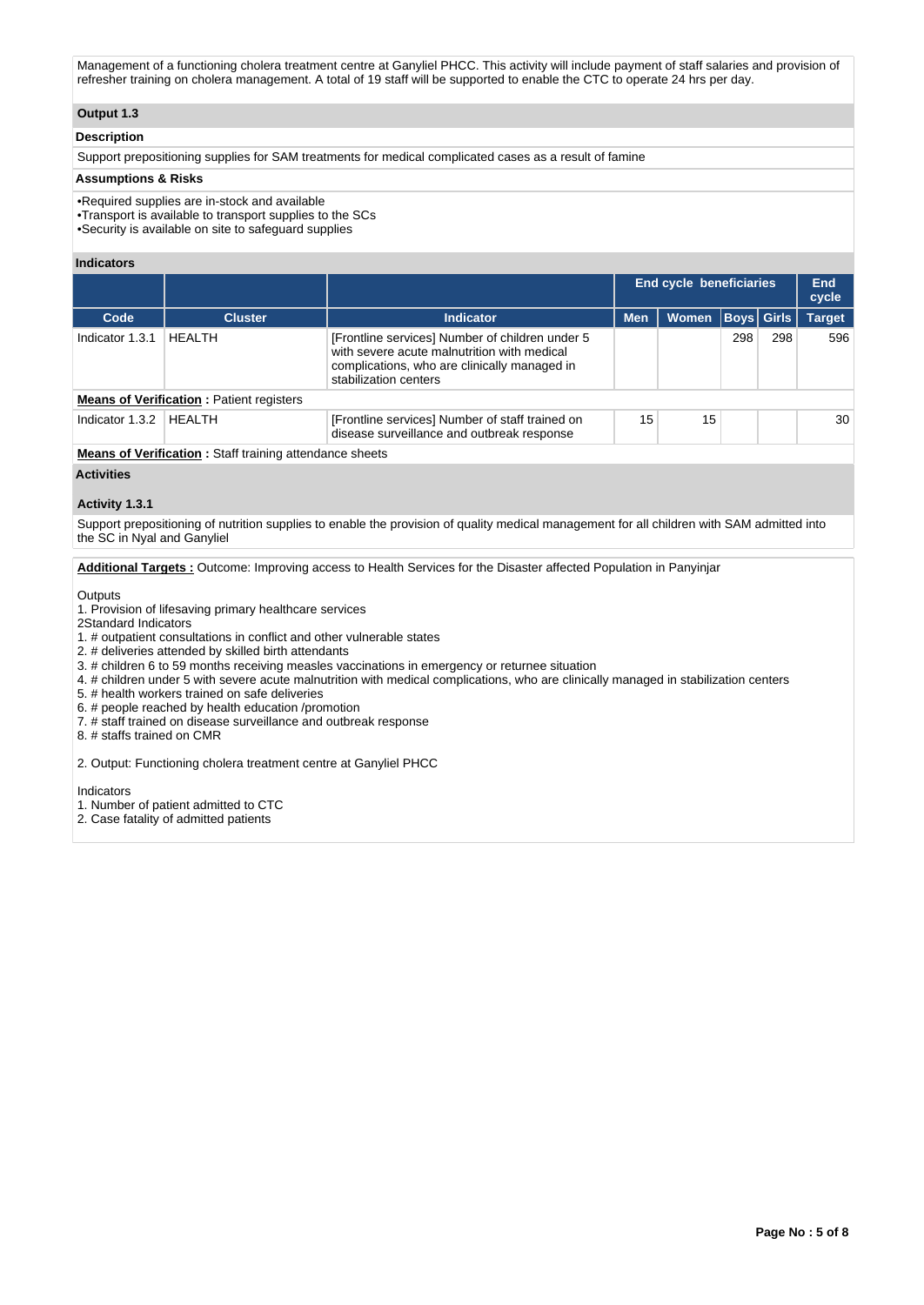Management of a functioning cholera treatment centre at Ganyliel PHCC. This activity will include payment of staff salaries and provision of refresher training on cholera management. A total of 19 staff will be supported to enable the CTC to operate 24 hrs per day.

### Output 1.3

**Description**

Support prepositioning supplies for SAM treatments for medical complicated cases as a result of famine

**Assumptions & Risks**

•Required supplies are in-stock and available
•Transport is available to transport supplies to the SCs
•Security is available on site to safeguard supplies

**Indicators**

| | | | End cycle beneficiaries | | | | End cycle |
|---|---|---|---|---|---|---|---|
| Code | Cluster | Indicator | Men | Women | Boys | Girls | Target |
| Indicator 1.3.1 | HEALTH | [Frontline services] Number of children under 5 with severe acute malnutrition with medical complications, who are clinically managed in stabilization centers | | | 298 | 298 | 596 |
| **Means of Verification** : Patient registers | | | | | | | |
| Indicator 1.3.2 | HEALTH | [Frontline services] Number of staff trained on disease surveillance and outbreak response | 15 | 15 | | | 30 |
| **Means of Verification** : Staff training attendance sheets | | | | | | | |

**Activities**

**Activity 1.3.1**

Support prepositioning of nutrition supplies to enable the provision of quality medical management for all children with SAM admitted into the SC in Nyal and Ganyliel

**Additional Targets :** Outcome: Improving access to Health Services for the Disaster affected Population in Panyinjar

Outputs
1. Provision of lifesaving primary healthcare services
2Standard Indicators
1. # outpatient consultations in conflict and other vulnerable states
2. # deliveries attended by skilled birth attendants
3. # children 6 to 59 months receiving measles vaccinations in emergency or returnee situation
4. # children under 5 with severe acute malnutrition with medical complications, who are clinically managed in stabilization centers
5. # health workers trained on safe deliveries
6. # people reached by health education /promotion
7. # staff trained on disease surveillance and outbreak response
8. # staffs trained on CMR

2. Output: Functioning cholera treatment centre at Ganyliel PHCC

Indicators
1. Number of patient admitted to CTC
2. Case fatality of admitted patients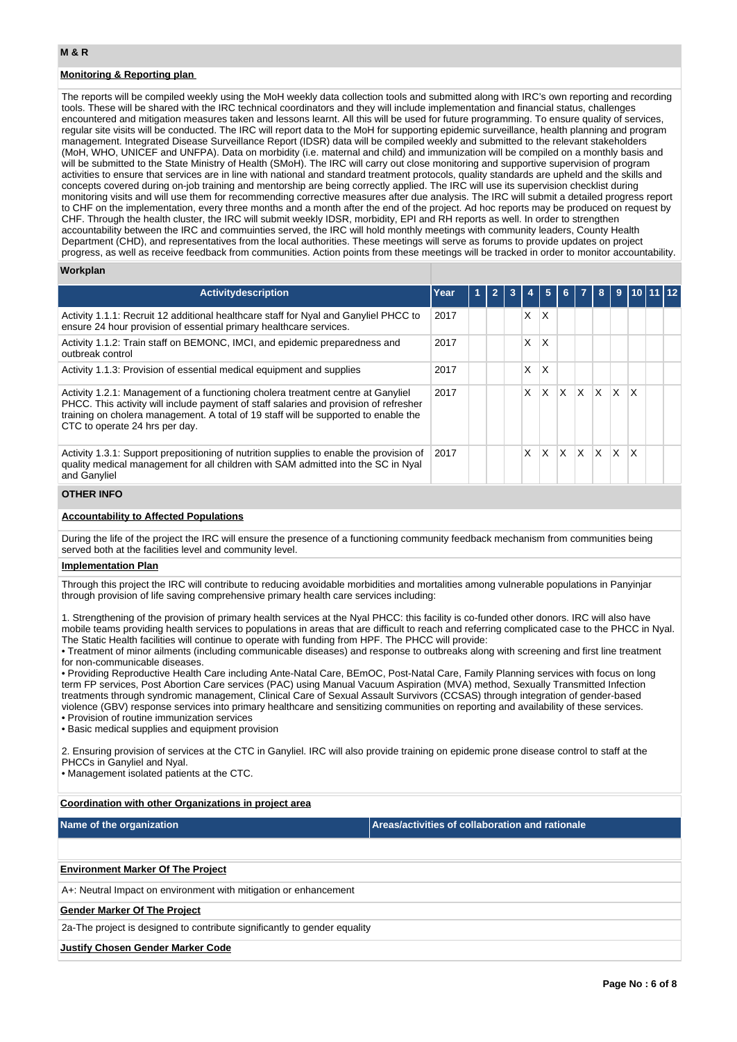## M & R

**Monitoring & Reporting plan**

The reports will be compiled weekly using the MoH weekly data collection tools and submitted along with IRC's own reporting and recording tools. These will be shared with the IRC technical coordinators and they will include implementation and financial status, challenges encountered and mitigation measures taken and lessons learnt. All this will be used for future programming. To ensure quality of services, regular site visits will be conducted. The IRC will report data to the MoH for supporting epidemic surveillance, health planning and program management. Integrated Disease Surveillance Report (IDSR) data will be compiled weekly and submitted to the relevant stakeholders (MoH, WHO, UNICEF and UNFPA). Data on morbidity (i.e. maternal and child) and immunization will be compiled on a monthly basis and will be submitted to the State Ministry of Health (SMoH). The IRC will carry out close monitoring and supportive supervision of program activities to ensure that services are in line with national and standard treatment protocols, quality standards are upheld and the skills and concepts covered during on-job training and mentorship are being correctly applied. The IRC will use its supervision checklist during monitoring visits and will use them for recommending corrective measures after due analysis. The IRC will submit a detailed progress report to CHF on the implementation, every three months and a month after the end of the project. Ad hoc reports may be produced on request by CHF. Through the health cluster, the IRC will submit weekly IDSR, morbidity, EPI and RH reports as well. In order to strengthen accountability between the IRC and commuinties served, the IRC will hold monthly meetings with community leaders, County Health Department (CHD), and representatives from the local authorities. These meetings will serve as forums to provide updates on project progress, as well as receive feedback from communities. Action points from these meetings will be tracked in order to monitor accountability.

**Workplan**

| Activitydescription | Year | 1 | 2 | 3 | 4 | 5 | 6 | 7 | 8 | 9 | 10 | 11 | 12 |
|---|---|---|---|---|---|---|---|---|---|---|---|---|---|
| Activity 1.1.1: Recruit 12 additional healthcare staff for Nyal and Ganyliel PHCC to ensure 24 hour provision of essential primary healthcare services. | 2017 | | | | X | X | | | | | | | |
| Activity 1.1.2: Train staff on BEMONC, IMCI, and epidemic preparedness and outbreak control | 2017 | | | | X | X | | | | | | | |
| Activity 1.1.3: Provision of essential medical equipment and supplies | 2017 | | | | X | X | | | | | | | |
| Activity 1.2.1: Management of a functioning cholera treatment centre at Ganyliel PHCC. This activity will include payment of staff salaries and provision of refresher training on cholera management. A total of 19 staff will be supported to enable the CTC to operate 24 hrs per day. | 2017 | | | | X | X | X | X | X | X | X | | |
| Activity 1.3.1: Support prepositioning of nutrition supplies to enable the provision of quality medical management for all children with SAM admitted into the SC in Nyal and Ganyliel | 2017 | | | | X | X | X | X | X | X | X | | |

## OTHER INFO

**Accountability to Affected Populations**

During the life of the project the IRC will ensure the presence of a functioning community feedback mechanism from communities being served both at the facilities level and community level.

**Implementation Plan**

Through this project the IRC will contribute to reducing avoidable morbidities and mortalities among vulnerable populations in Panyinjar through provision of life saving comprehensive primary health care services including:

1. Strengthening of the provision of primary health services at the Nyal PHCC: this facility is co-funded other donors. IRC will also have mobile teams providing health services to populations in areas that are difficult to reach and referring complicated case to the PHCC in Nyal. The Static Health facilities will continue to operate with funding from HPF. The PHCC will provide:
• Treatment of minor ailments (including communicable diseases) and response to outbreaks along with screening and first line treatment for non-communicable diseases.
• Providing Reproductive Health Care including Ante-Natal Care, BEmOC, Post-Natal Care, Family Planning services with focus on long term FP services, Post Abortion Care services (PAC) using Manual Vacuum Aspiration (MVA) method, Sexually Transmitted Infection treatments through syndromic management, Clinical Care of Sexual Assault Survivors (CCSAS) through integration of gender-based violence (GBV) response services into primary healthcare and sensitizing communities on reporting and availability of these services.
• Provision of routine immunization services
• Basic medical supplies and equipment provision

2. Ensuring provision of services at the CTC in Ganyliel. IRC will also provide training on epidemic prone disease control to staff at the PHCCs in Ganyliel and Nyal.
• Management isolated patients at the CTC.

**Coordination with other Organizations in project area**

| Name of the organization | Areas/activities of collaboration and rationale |
|---|---|
| | |

**Environment Marker Of The Project**

A+: Neutral Impact on environment with mitigation or enhancement

**Gender Marker Of The Project**

2a-The project is designed to contribute significantly to gender equality

**Justify Chosen Gender Marker Code**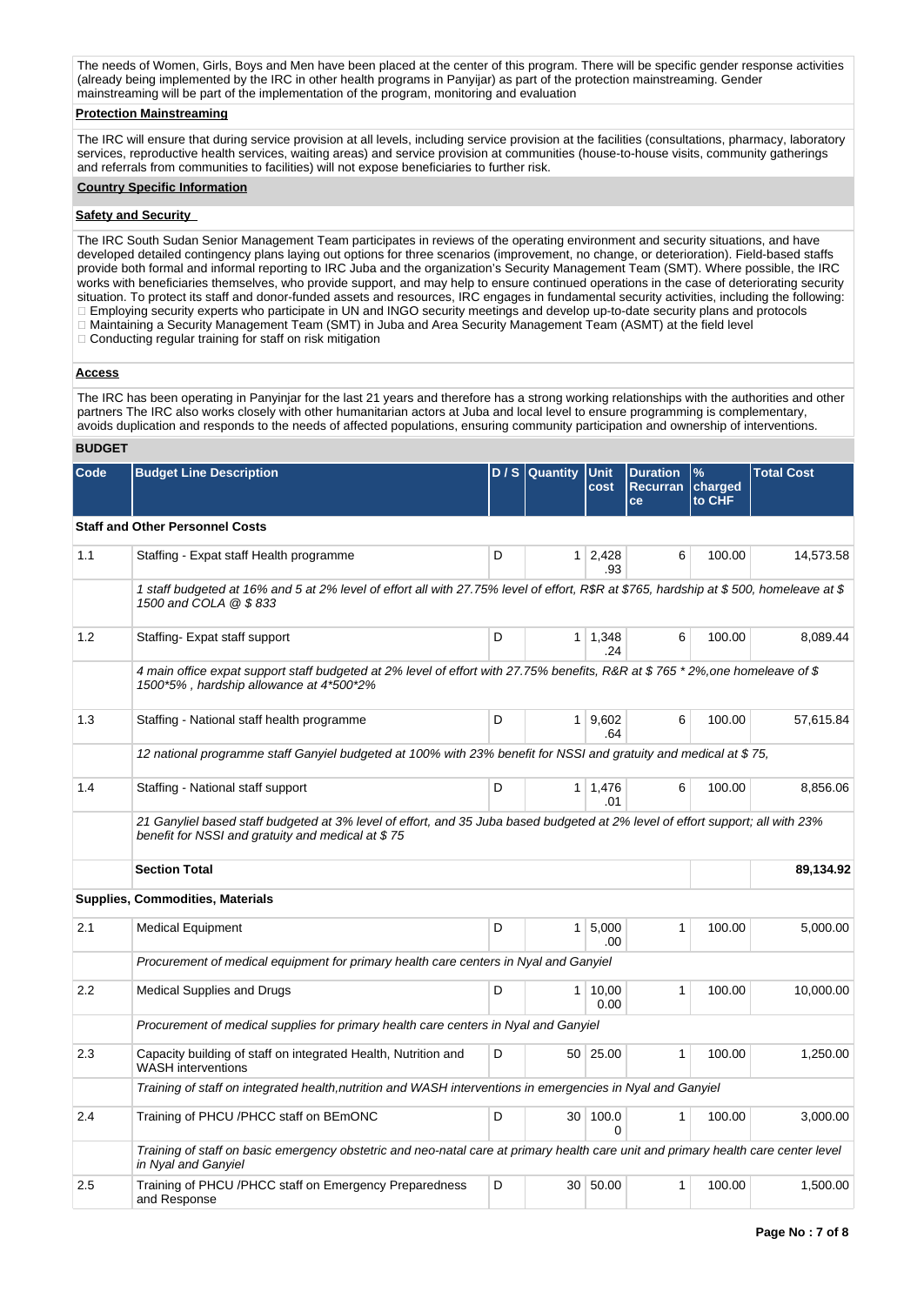The needs of Women, Girls, Boys and Men have been placed at the center of this program. There will be specific gender response activities (already being implemented by the IRC in other health programs in Panyijar) as part of the protection mainstreaming. Gender mainstreaming will be part of the implementation of the program, monitoring and evaluation

**Protection Mainstreaming**

The IRC will ensure that during service provision at all levels, including service provision at the facilities (consultations, pharmacy, laboratory services, reproductive health services, waiting areas) and service provision at communities (house-to-house visits, community gatherings and referrals from communities to facilities) will not expose beneficiaries to further risk.

**Country Specific Information**

**Safety and Security**

The IRC South Sudan Senior Management Team participates in reviews of the operating environment and security situations, and have developed detailed contingency plans laying out options for three scenarios (improvement, no change, or deterioration). Field-based staffs provide both formal and informal reporting to IRC Juba and the organization's Security Management Team (SMT). Where possible, the IRC works with beneficiaries themselves, who provide support, and may help to ensure continued operations in the case of deteriorating security situation. To protect its staff and donor-funded assets and resources, IRC engages in fundamental security activities, including the following:
- Employing security experts who participate in UN and INGO security meetings and develop up-to-date security plans and protocols
- Maintaining a Security Management Team (SMT) in Juba and Area Security Management Team (ASMT) at the field level
- Conducting regular training for staff on risk mitigation

**Access**

The IRC has been operating in Panyinjar for the last 21 years and therefore has a strong working relationships with the authorities and other partners The IRC also works closely with other humanitarian actors at Juba and local level to ensure programming is complementary, avoids duplication and responds to the needs of affected populations, ensuring community participation and ownership of interventions.

**BUDGET**

| Code | Budget Line Description | D / S | Quantity | Unit cost | Duration Recurrance | % charged to CHF | Total Cost |
|---|---|---|---|---|---|---|---|
| **Staff and Other Personnel Costs** | | | | | | | |
| 1.1 | Staffing - Expat staff Health programme | D | 1 | 2,428.93 | 6 | 100.00 | 14,573.58 |
| | *1 staff budgeted at 16% and 5 at 2% level of effort all with 27.75% level of effort, R$R at $765, hardship at $ 500, homeleave at $ 1500 and COLA @ $ 833* | | | | | | |
| 1.2 | Staffing- Expat staff support | D | 1 | 1,348.24 | 6 | 100.00 | 8,089.44 |
| | *4 main office expat support staff budgeted at 2% level of effort with 27.75% benefits, R&R at $ 765 * 2%,one homeleave of $ 1500*5% , hardship allowance at 4*500*2%* | | | | | | |
| 1.3 | Staffing - National staff health programme | D | 1 | 9,602.64 | 6 | 100.00 | 57,615.84 |
| | *12 national programme staff Ganyiel budgeted at 100% with 23% benefit for NSSI and gratuity and medical at $ 75,* | | | | | | |
| 1.4 | Staffing - National staff support | D | 1 | 1,476.01 | 6 | 100.00 | 8,856.06 |
| | *21 Ganyliel based staff budgeted at 3% level of effort, and 35 Juba based budgeted at 2% level of effort support; all with 23% benefit for NSSI and gratuity and medical at $ 75* | | | | | | |
| | **Section Total** | | | | | | **89,134.92** |
| **Supplies, Commodities, Materials** | | | | | | | |
| 2.1 | Medical Equipment | D | 1 | 5,000.00 | 1 | 100.00 | 5,000.00 |
| | *Procurement of medical equipment for primary health care centers in Nyal and Ganyiel* | | | | | | |
| 2.2 | Medical Supplies and Drugs | D | 1 | 10,000.00 | 1 | 100.00 | 10,000.00 |
| | *Procurement of medical supplies for primary health care centers in Nyal and Ganyiel* | | | | | | |
| 2.3 | Capacity building of staff on integrated Health, Nutrition and WASH interventions | D | 50 | 25.00 | 1 | 100.00 | 1,250.00 |
| | *Training of staff on integrated health,nutrition and WASH interventions in emergencies in Nyal and Ganyiel* | | | | | | |
| 2.4 | Training of PHCU /PHCC staff on BEmONC | D | 30 | 100.00 | 1 | 100.00 | 3,000.00 |
| | *Training of staff on basic emergency obstetric and neo-natal care at primary health care unit and primary health care center level in Nyal and Ganyiel* | | | | | | |
| 2.5 | Training of PHCU /PHCC staff on Emergency Preparedness and Response | D | 30 | 50.00 | 1 | 100.00 | 1,500.00 |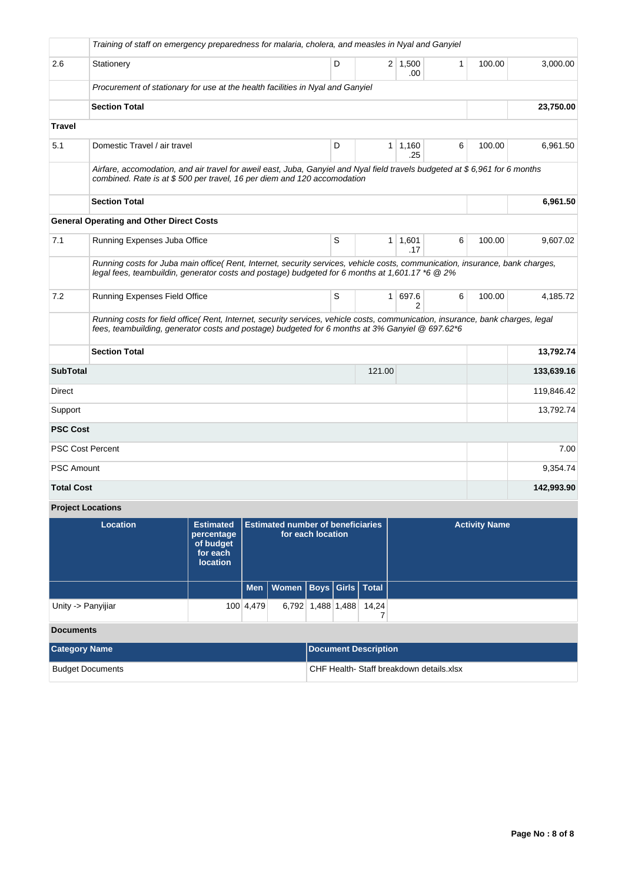| | | | | | | | |
|---|---|---|---|---|---|---|---|
| | *Training of staff on emergency preparedness for malaria, cholera, and measles in Nyal and Ganyiel* | | | | | | |
| 2.6 | Stationery | D | 2 | 1,500.00 | 1 | 100.00 | 3,000.00 |
| | *Procurement of stationary for use at the health facilities in Nyal and Ganyiel* | | | | | | |
| | **Section Total** | | | | | | **23,750.00** |
| **Travel** | | | | | | | |
| 5.1 | Domestic Travel / air travel | D | 1 | 1,160.25 | 6 | 100.00 | 6,961.50 |
| | *Airfare, accomodation, and air travel for aweil east, Juba, Ganyiel and Nyal field travels budgeted at $ 6,961 for 6 months combined. Rate is at $ 500 per travel, 16 per diem and 120 accomodation* | | | | | | |
| | **Section Total** | | | | | | **6,961.50** |
| **General Operating and Other Direct Costs** | | | | | | | |
| 7.1 | Running Expenses Juba Office | S | 1 | 1,601.17 | 6 | 100.00 | 9,607.02 |
| | *Running costs for Juba main office( Rent, Internet, security services, vehicle costs, communication, insurance, bank charges, legal fees, teambuildin, generator costs and postage) budgeted for 6 months at 1,601.17 *6 @ 2%* | | | | | | |
| 7.2 | Running Expenses Field Office | S | 1 | 697.62 | 6 | 100.00 | 4,185.72 |
| | *Running costs for field office( Rent, Internet, security services, vehicle costs, communication, insurance, bank charges, legal fees, teambuilding, generator costs and postage) budgeted for 6 months at 3% Ganyiel @ 697.62*6* | | | | | | |
| | **Section Total** | | | | | | **13,792.74** |
| **SubTotal** | | | 121.00 | | | | **133,639.16** |
| Direct | | | | | | | 119,846.42 |
| Support | | | | | | | 13,792.74 |
| **PSC Cost** | | | | | | | |
| PSC Cost Percent | | | | | | | 7.00 |
| PSC Amount | | | | | | | 9,354.74 |
| **Total Cost** | | | | | | | **142,993.90** |

**Project Locations**

| Location | Estimated percentage of budget for each location | Estimated number of beneficiaries for each location | | | | | Activity Name |
|---|---|---|---|---|---|---|---|
| | | Men | Women | Boys | Girls | Total | |
| Unity -> Panyijiar | 100 | 4,479 | 6,792 | 1,488 | 1,488 | 14,247 | |

**Documents**

| Category Name | Document Description |
|---|---|
| Budget Documents | CHF Health- Staff breakdown details.xlsx |